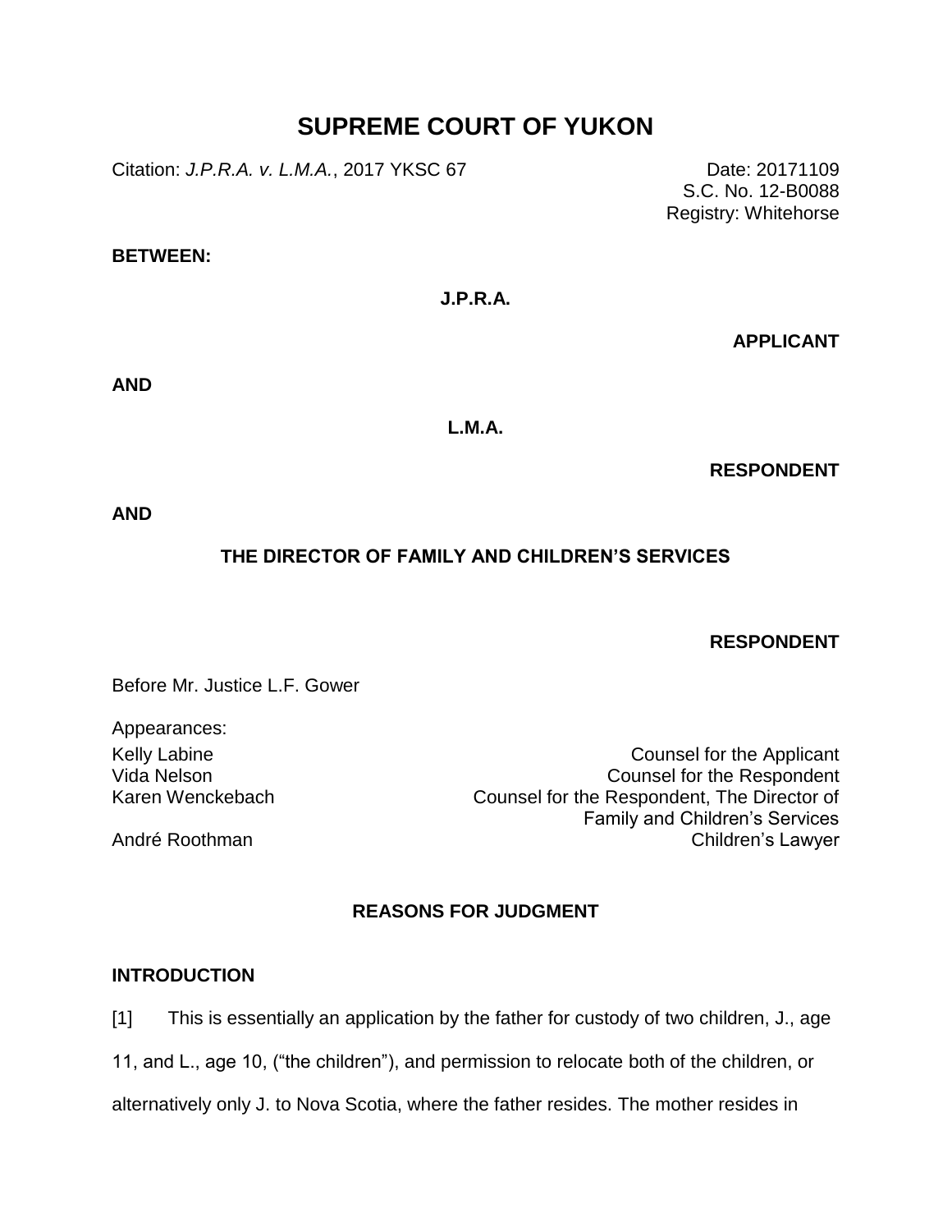# SUPREME COURT OF YUKON

Citation: *J.P.R.A. v. L.M.A.*, 2017 YKSC 67

Date: 20171109
S.C. No. 12-B0088
Registry: Whitehorse

**BETWEEN:**

**J.P.R.A.**

**APPLICANT**

**AND**

**L.M.A.**

**RESPONDENT**

**AND**

**THE DIRECTOR OF FAMILY AND CHILDREN'S SERVICES**

**RESPONDENT**

Before Mr. Justice L.F. Gower

Appearances:

| | |
|---|---|
| Kelly Labine | Counsel for the Applicant |
| Vida Nelson | Counsel for the Respondent |
| Karen Wenckebach | Counsel for the Respondent, The Director of Family and Children's Services |
| André Roothman | Children's Lawyer |

## REASONS FOR JUDGMENT

### INTRODUCTION

[1] This is essentially an application by the father for custody of two children, J., age 11, and L., age 10, ("the children"), and permission to relocate both of the children, or alternatively only J. to Nova Scotia, where the father resides. The mother resides in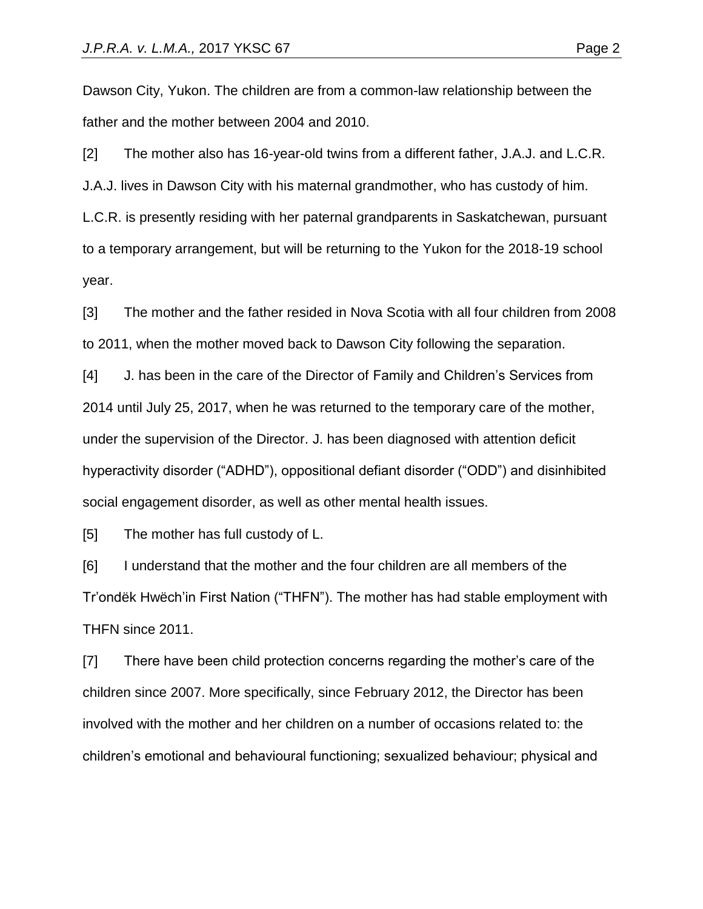Dawson City, Yukon. The children are from a common-law relationship between the father and the mother between 2004 and 2010.

[2] The mother also has 16-year-old twins from a different father, J.A.J. and L.C.R. J.A.J. lives in Dawson City with his maternal grandmother, who has custody of him. L.C.R. is presently residing with her paternal grandparents in Saskatchewan, pursuant to a temporary arrangement, but will be returning to the Yukon for the 2018-19 school year.

[3] The mother and the father resided in Nova Scotia with all four children from 2008 to 2011, when the mother moved back to Dawson City following the separation.

[4] J. has been in the care of the Director of Family and Children's Services from 2014 until July 25, 2017, when he was returned to the temporary care of the mother, under the supervision of the Director. J. has been diagnosed with attention deficit hyperactivity disorder ("ADHD"), oppositional defiant disorder ("ODD") and disinhibited social engagement disorder, as well as other mental health issues.

[5] The mother has full custody of L.

[6] I understand that the mother and the four children are all members of the Tr'ondëk Hwëch'in First Nation ("THFN"). The mother has had stable employment with THFN since 2011.

[7] There have been child protection concerns regarding the mother's care of the children since 2007. More specifically, since February 2012, the Director has been involved with the mother and her children on a number of occasions related to: the children's emotional and behavioural functioning; sexualized behaviour; physical and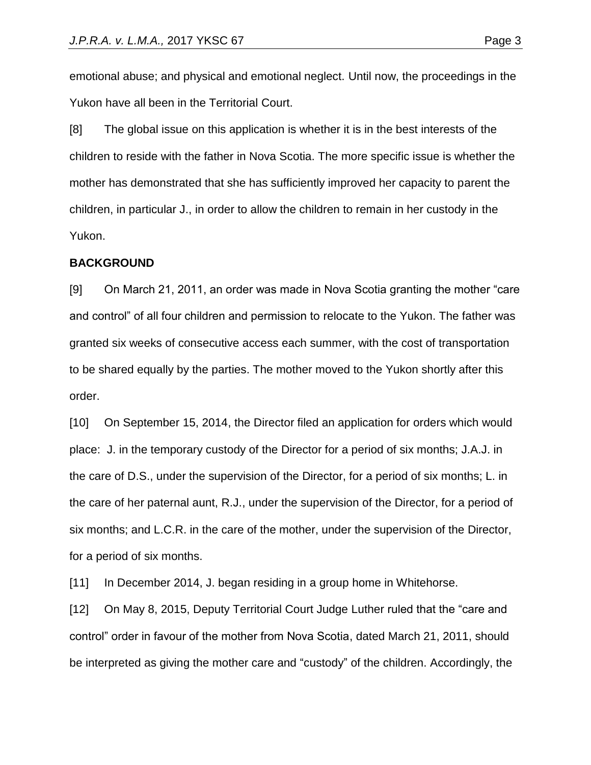emotional abuse; and physical and emotional neglect. Until now, the proceedings in the Yukon have all been in the Territorial Court.

[8] The global issue on this application is whether it is in the best interests of the children to reside with the father in Nova Scotia. The more specific issue is whether the mother has demonstrated that she has sufficiently improved her capacity to parent the children, in particular J., in order to allow the children to remain in her custody in the Yukon.

**BACKGROUND**

[9] On March 21, 2011, an order was made in Nova Scotia granting the mother "care and control" of all four children and permission to relocate to the Yukon. The father was granted six weeks of consecutive access each summer, with the cost of transportation to be shared equally by the parties. The mother moved to the Yukon shortly after this order.

[10] On September 15, 2014, the Director filed an application for orders which would place: J. in the temporary custody of the Director for a period of six months; J.A.J. in the care of D.S., under the supervision of the Director, for a period of six months; L. in the care of her paternal aunt, R.J., under the supervision of the Director, for a period of six months; and L.C.R. in the care of the mother, under the supervision of the Director, for a period of six months.

[11] In December 2014, J. began residing in a group home in Whitehorse.

[12] On May 8, 2015, Deputy Territorial Court Judge Luther ruled that the "care and control" order in favour of the mother from Nova Scotia, dated March 21, 2011, should be interpreted as giving the mother care and "custody" of the children. Accordingly, the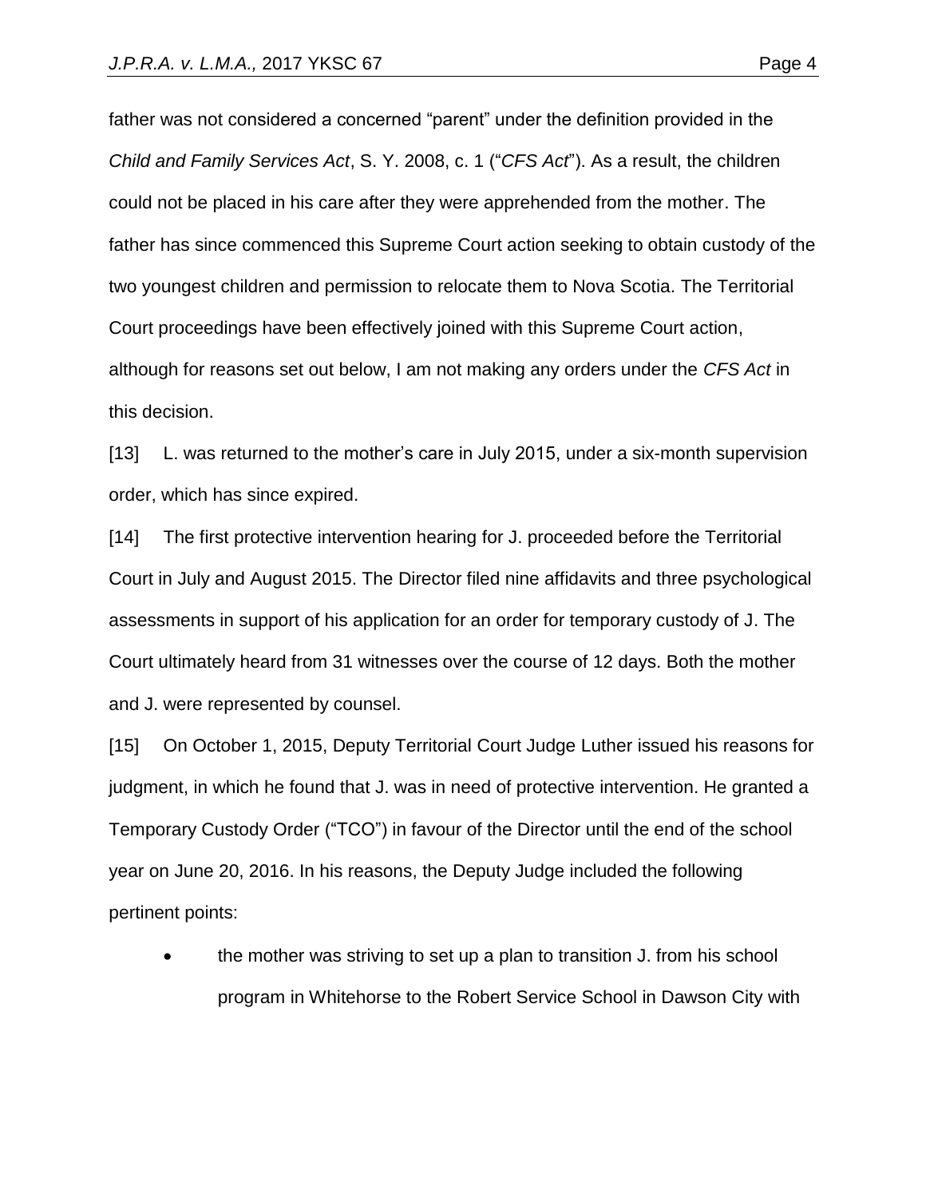father was not considered a concerned "parent" under the definition provided in the *Child and Family Services Act*, S. Y. 2008, c. 1 ("*CFS Act*"). As a result, the children could not be placed in his care after they were apprehended from the mother. The father has since commenced this Supreme Court action seeking to obtain custody of the two youngest children and permission to relocate them to Nova Scotia. The Territorial Court proceedings have been effectively joined with this Supreme Court action, although for reasons set out below, I am not making any orders under the *CFS Act* in this decision.

[13] L. was returned to the mother's care in July 2015, under a six-month supervision order, which has since expired.

[14] The first protective intervention hearing for J. proceeded before the Territorial Court in July and August 2015. The Director filed nine affidavits and three psychological assessments in support of his application for an order for temporary custody of J. The Court ultimately heard from 31 witnesses over the course of 12 days. Both the mother and J. were represented by counsel.

[15] On October 1, 2015, Deputy Territorial Court Judge Luther issued his reasons for judgment, in which he found that J. was in need of protective intervention. He granted a Temporary Custody Order ("TCO") in favour of the Director until the end of the school year on June 20, 2016. In his reasons, the Deputy Judge included the following pertinent points:

- the mother was striving to set up a plan to transition J. from his school program in Whitehorse to the Robert Service School in Dawson City with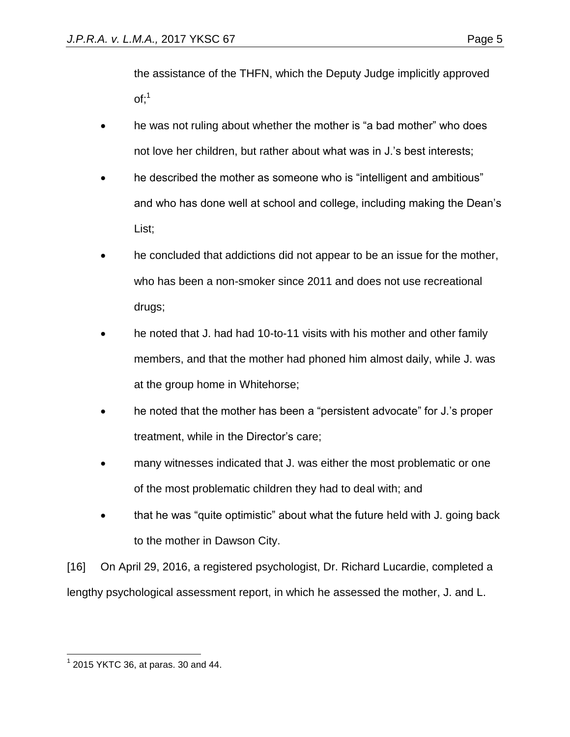the assistance of the THFN, which the Deputy Judge implicitly approved of;[1]

- he was not ruling about whether the mother is "a bad mother" who does not love her children, but rather about what was in J.'s best interests;
- he described the mother as someone who is "intelligent and ambitious" and who has done well at school and college, including making the Dean's List;
- he concluded that addictions did not appear to be an issue for the mother, who has been a non-smoker since 2011 and does not use recreational drugs;
- he noted that J. had had 10-to-11 visits with his mother and other family members, and that the mother had phoned him almost daily, while J. was at the group home in Whitehorse;
- he noted that the mother has been a "persistent advocate" for J.'s proper treatment, while in the Director's care;
- many witnesses indicated that J. was either the most problematic or one of the most problematic children they had to deal with; and
- that he was "quite optimistic" about what the future held with J. going back to the mother in Dawson City.

[16] On April 29, 2016, a registered psychologist, Dr. Richard Lucardie, completed a lengthy psychological assessment report, in which he assessed the mother, J. and L.

---

[1] 2015 YKTC 36, at paras. 30 and 44.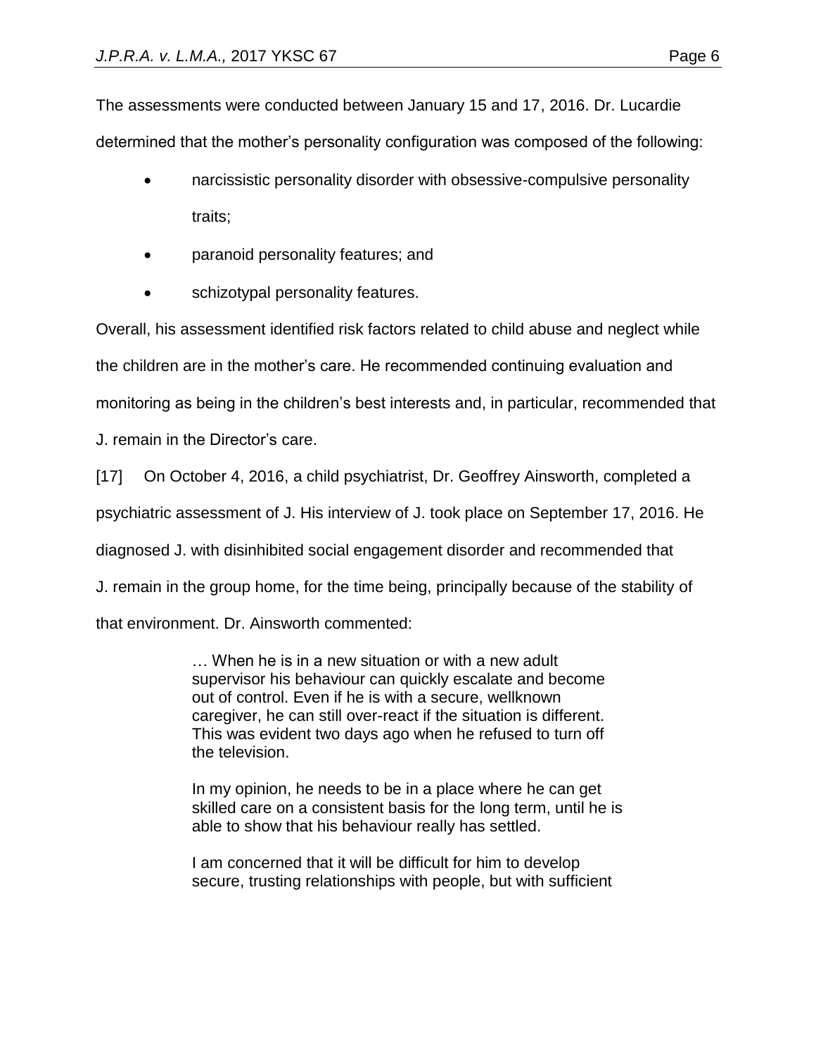The assessments were conducted between January 15 and 17, 2016. Dr. Lucardie determined that the mother's personality configuration was composed of the following:

- narcissistic personality disorder with obsessive-compulsive personality traits;
- paranoid personality features; and
- schizotypal personality features.

Overall, his assessment identified risk factors related to child abuse and neglect while the children are in the mother's care. He recommended continuing evaluation and monitoring as being in the children's best interests and, in particular, recommended that J. remain in the Director's care.

[17] On October 4, 2016, a child psychiatrist, Dr. Geoffrey Ainsworth, completed a psychiatric assessment of J. His interview of J. took place on September 17, 2016. He diagnosed J. with disinhibited social engagement disorder and recommended that J. remain in the group home, for the time being, principally because of the stability of that environment. Dr. Ainsworth commented:

> … When he is in a new situation or with a new adult supervisor his behaviour can quickly escalate and become out of control. Even if he is with a secure, wellknown caregiver, he can still over-react if the situation is different. This was evident two days ago when he refused to turn off the television.
>
> In my opinion, he needs to be in a place where he can get skilled care on a consistent basis for the long term, until he is able to show that his behaviour really has settled.
>
> I am concerned that it will be difficult for him to develop secure, trusting relationships with people, but with sufficient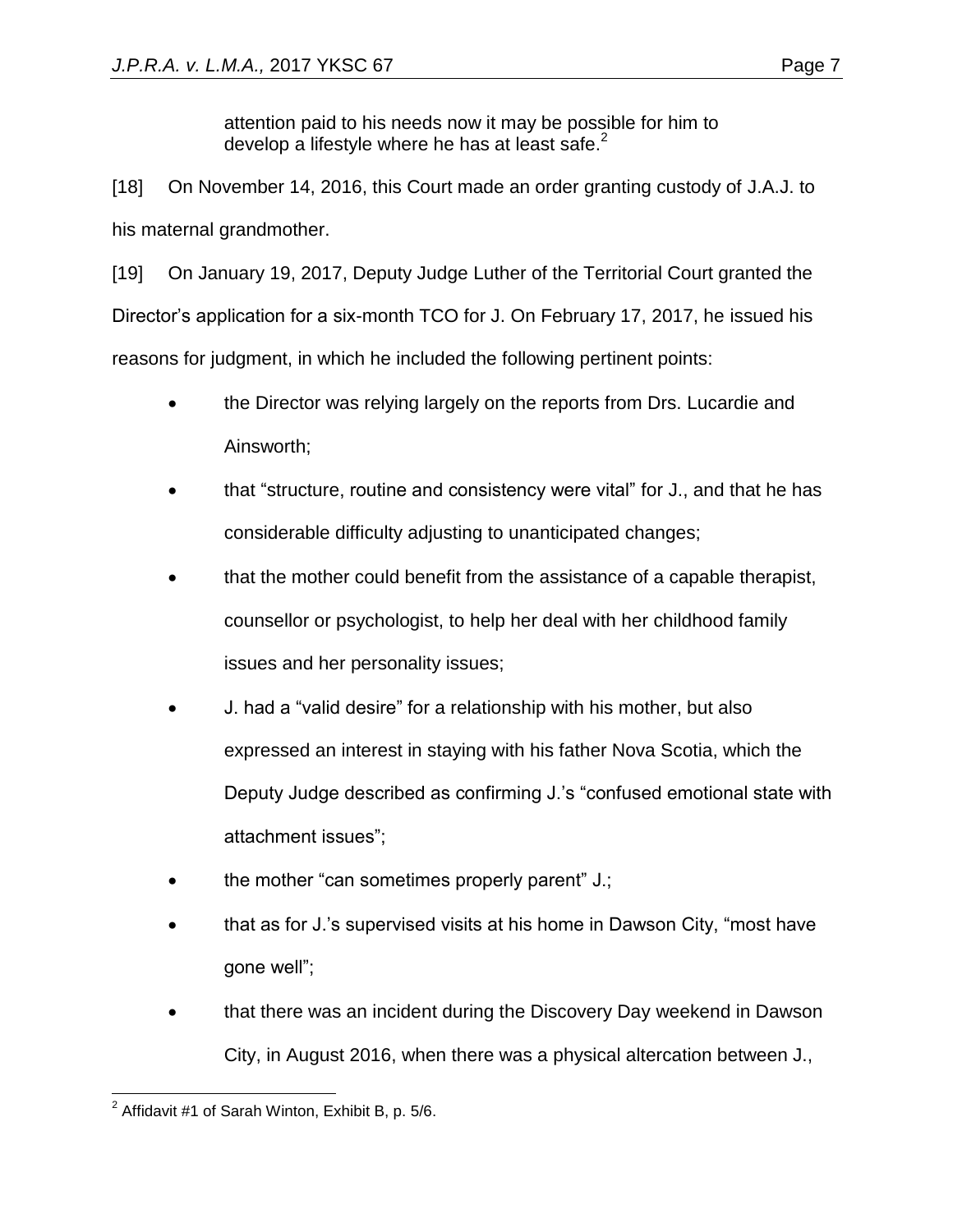attention paid to his needs now it may be possible for him to develop a lifestyle where he has at least safe.[2]

[18] On November 14, 2016, this Court made an order granting custody of J.A.J. to his maternal grandmother.

[19] On January 19, 2017, Deputy Judge Luther of the Territorial Court granted the Director's application for a six-month TCO for J. On February 17, 2017, he issued his reasons for judgment, in which he included the following pertinent points:

- the Director was relying largely on the reports from Drs. Lucardie and Ainsworth;
- that "structure, routine and consistency were vital" for J., and that he has considerable difficulty adjusting to unanticipated changes;
- that the mother could benefit from the assistance of a capable therapist, counsellor or psychologist, to help her deal with her childhood family issues and her personality issues;
- J. had a "valid desire" for a relationship with his mother, but also expressed an interest in staying with his father Nova Scotia, which the Deputy Judge described as confirming J.'s "confused emotional state with attachment issues";
- the mother "can sometimes properly parent" J.;
- that as for J.'s supervised visits at his home in Dawson City, "most have gone well";
- that there was an incident during the Discovery Day weekend in Dawson City, in August 2016, when there was a physical altercation between J.,

[2] Affidavit #1 of Sarah Winton, Exhibit B, p. 5/6.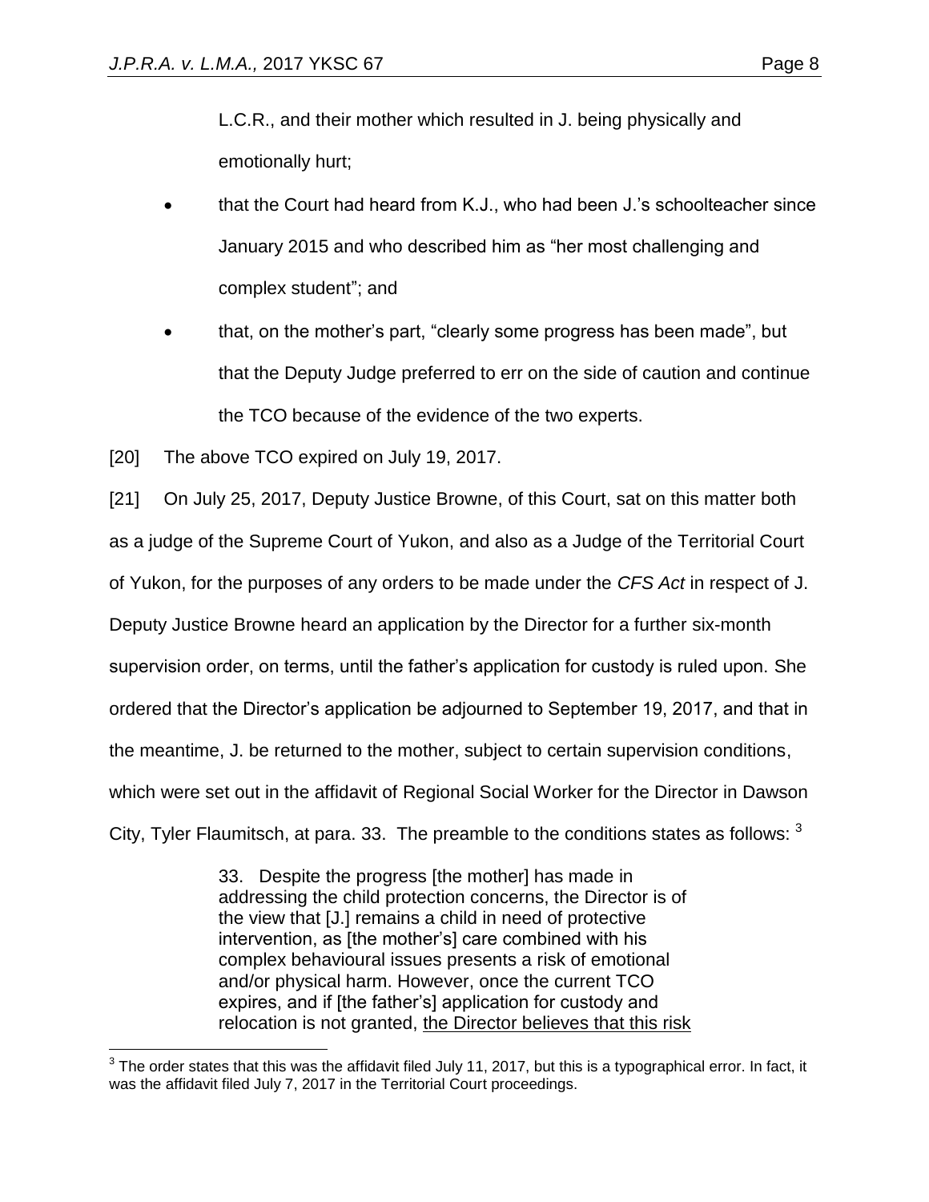L.C.R., and their mother which resulted in J. being physically and emotionally hurt;

- that the Court had heard from K.J., who had been J.'s schoolteacher since January 2015 and who described him as "her most challenging and complex student"; and
- that, on the mother's part, "clearly some progress has been made", but that the Deputy Judge preferred to err on the side of caution and continue the TCO because of the evidence of the two experts.

[20] The above TCO expired on July 19, 2017.

[21] On July 25, 2017, Deputy Justice Browne, of this Court, sat on this matter both as a judge of the Supreme Court of Yukon, and also as a Judge of the Territorial Court of Yukon, for the purposes of any orders to be made under the *CFS Act* in respect of J. Deputy Justice Browne heard an application by the Director for a further six-month supervision order, on terms, until the father's application for custody is ruled upon. She ordered that the Director's application be adjourned to September 19, 2017, and that in the meantime, J. be returned to the mother, subject to certain supervision conditions, which were set out in the affidavit of Regional Social Worker for the Director in Dawson City, Tyler Flaumitsch, at para. 33. The preamble to the conditions states as follows: [3]

> 33. Despite the progress [the mother] has made in addressing the child protection concerns, the Director is of the view that [J.] remains a child in need of protective intervention, as [the mother's] care combined with his complex behavioural issues presents a risk of emotional and/or physical harm. However, once the current TCO expires, and if [the father's] application for custody and relocation is not granted, <u>the Director believes that this risk</u>

[3] The order states that this was the affidavit filed July 11, 2017, but this is a typographical error. In fact, it was the affidavit filed July 7, 2017 in the Territorial Court proceedings.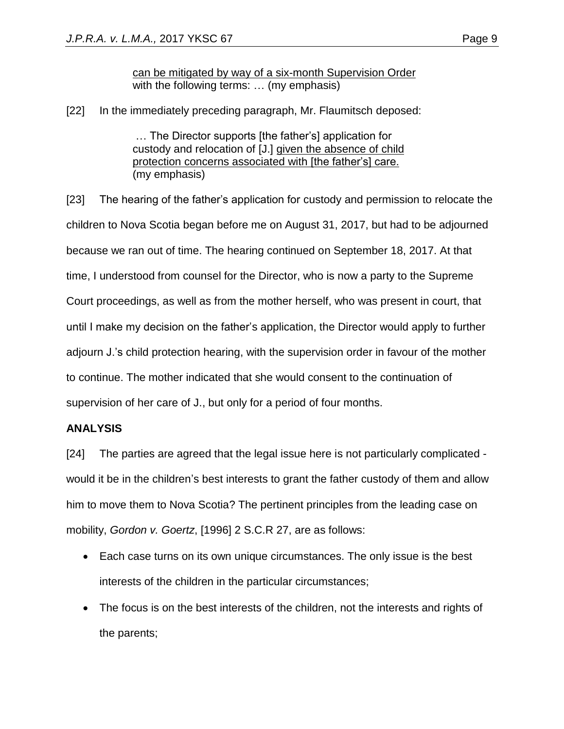> can be mitigated by way of a six-month Supervision Order with the following terms: … (my emphasis)

[22] In the immediately preceding paragraph, Mr. Flaumitsch deposed:

> … The Director supports [the father's] application for custody and relocation of [J.] given the absence of child protection concerns associated with [the father's] care. (my emphasis)

[23] The hearing of the father's application for custody and permission to relocate the children to Nova Scotia began before me on August 31, 2017, but had to be adjourned because we ran out of time. The hearing continued on September 18, 2017. At that time, I understood from counsel for the Director, who is now a party to the Supreme Court proceedings, as well as from the mother herself, who was present in court, that until I make my decision on the father's application, the Director would apply to further adjourn J.'s child protection hearing, with the supervision order in favour of the mother to continue. The mother indicated that she would consent to the continuation of supervision of her care of J., but only for a period of four months.

**ANALYSIS**

[24] The parties are agreed that the legal issue here is not particularly complicated - would it be in the children's best interests to grant the father custody of them and allow him to move them to Nova Scotia? The pertinent principles from the leading case on mobility, *Gordon v. Goertz*, [1996] 2 S.C.R 27, are as follows:

- Each case turns on its own unique circumstances. The only issue is the best interests of the children in the particular circumstances;
- The focus is on the best interests of the children, not the interests and rights of the parents;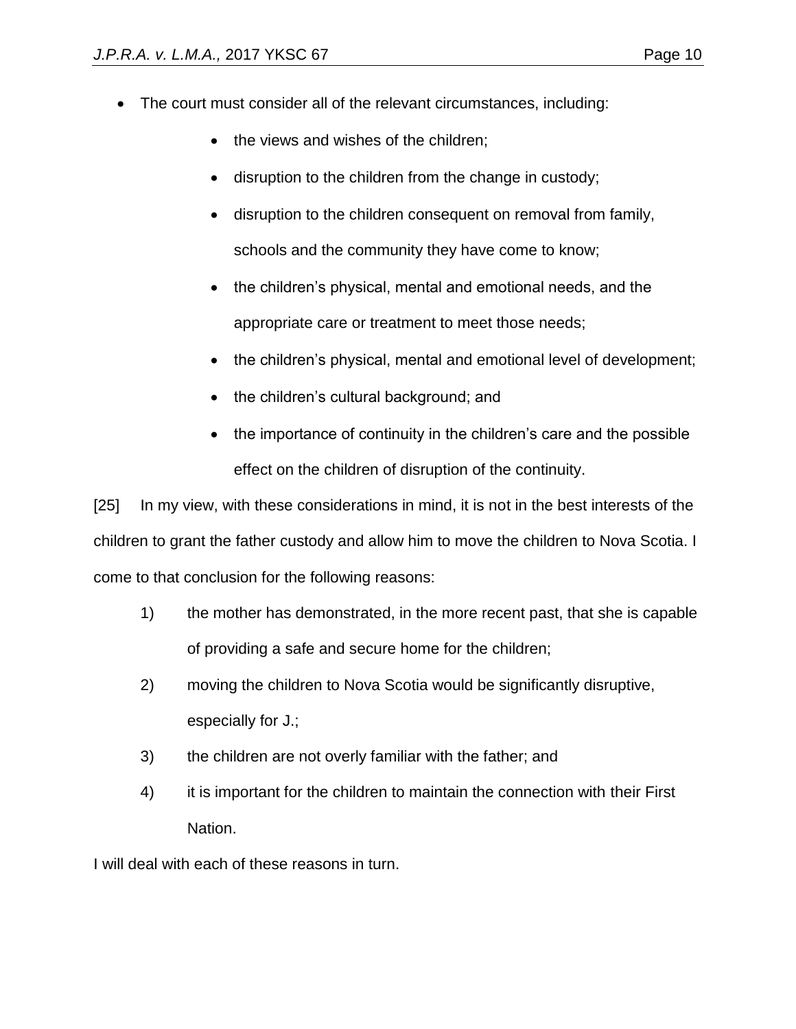- The court must consider all of the relevant circumstances, including:
    - the views and wishes of the children;
    - disruption to the children from the change in custody;
    - disruption to the children consequent on removal from family, schools and the community they have come to know;
    - the children's physical, mental and emotional needs, and the appropriate care or treatment to meet those needs;
    - the children's physical, mental and emotional level of development;
    - the children's cultural background; and
    - the importance of continuity in the children's care and the possible effect on the children of disruption of the continuity.

[25] In my view, with these considerations in mind, it is not in the best interests of the children to grant the father custody and allow him to move the children to Nova Scotia. I come to that conclusion for the following reasons:

1) the mother has demonstrated, in the more recent past, that she is capable of providing a safe and secure home for the children;
2) moving the children to Nova Scotia would be significantly disruptive, especially for J.;
3) the children are not overly familiar with the father; and
4) it is important for the children to maintain the connection with their First Nation.

I will deal with each of these reasons in turn.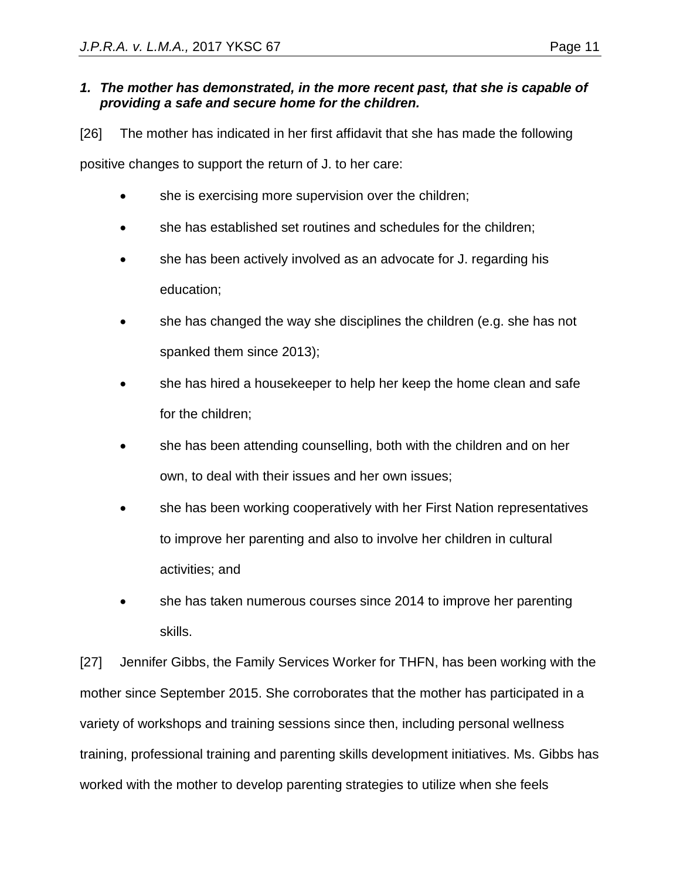### *1. The mother has demonstrated, in the more recent past, that she is capable of providing a safe and secure home for the children.*

[26] The mother has indicated in her first affidavit that she has made the following positive changes to support the return of J. to her care:

- she is exercising more supervision over the children;
- she has established set routines and schedules for the children;
- she has been actively involved as an advocate for J. regarding his education;
- she has changed the way she disciplines the children (e.g. she has not spanked them since 2013);
- she has hired a housekeeper to help her keep the home clean and safe for the children;
- she has been attending counselling, both with the children and on her own, to deal with their issues and her own issues;
- she has been working cooperatively with her First Nation representatives to improve her parenting and also to involve her children in cultural activities; and
- she has taken numerous courses since 2014 to improve her parenting skills.

[27] Jennifer Gibbs, the Family Services Worker for THFN, has been working with the mother since September 2015. She corroborates that the mother has participated in a variety of workshops and training sessions since then, including personal wellness training, professional training and parenting skills development initiatives. Ms. Gibbs has worked with the mother to develop parenting strategies to utilize when she feels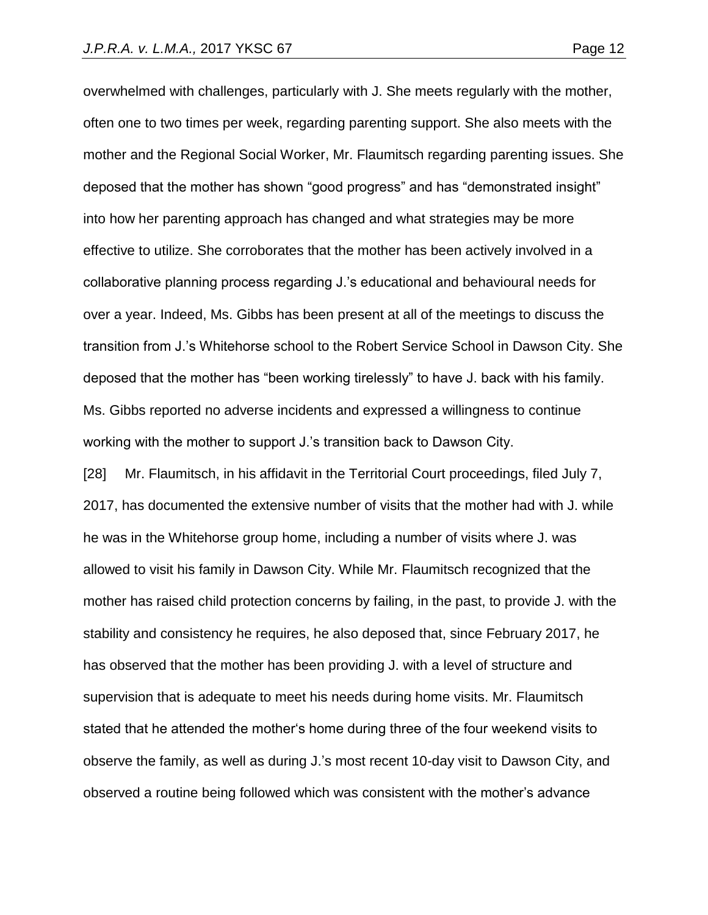overwhelmed with challenges, particularly with J. She meets regularly with the mother, often one to two times per week, regarding parenting support. She also meets with the mother and the Regional Social Worker, Mr. Flaumitsch regarding parenting issues. She deposed that the mother has shown "good progress" and has "demonstrated insight" into how her parenting approach has changed and what strategies may be more effective to utilize. She corroborates that the mother has been actively involved in a collaborative planning process regarding J.'s educational and behavioural needs for over a year. Indeed, Ms. Gibbs has been present at all of the meetings to discuss the transition from J.'s Whitehorse school to the Robert Service School in Dawson City. She deposed that the mother has "been working tirelessly" to have J. back with his family. Ms. Gibbs reported no adverse incidents and expressed a willingness to continue working with the mother to support J.'s transition back to Dawson City.

[28] Mr. Flaumitsch, in his affidavit in the Territorial Court proceedings, filed July 7, 2017, has documented the extensive number of visits that the mother had with J. while he was in the Whitehorse group home, including a number of visits where J. was allowed to visit his family in Dawson City. While Mr. Flaumitsch recognized that the mother has raised child protection concerns by failing, in the past, to provide J. with the stability and consistency he requires, he also deposed that, since February 2017, he has observed that the mother has been providing J. with a level of structure and supervision that is adequate to meet his needs during home visits. Mr. Flaumitsch stated that he attended the mother's home during three of the four weekend visits to observe the family, as well as during J.'s most recent 10-day visit to Dawson City, and observed a routine being followed which was consistent with the mother's advance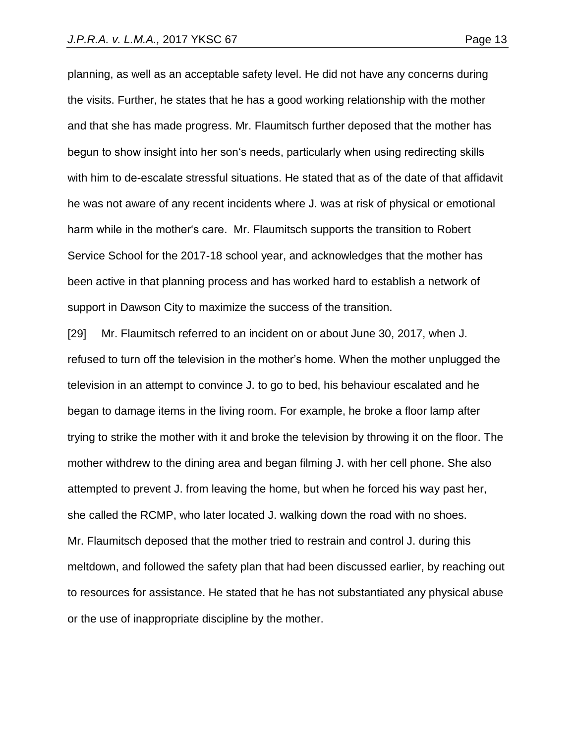planning, as well as an acceptable safety level. He did not have any concerns during the visits. Further, he states that he has a good working relationship with the mother and that she has made progress. Mr. Flaumitsch further deposed that the mother has begun to show insight into her son's needs, particularly when using redirecting skills with him to de-escalate stressful situations. He stated that as of the date of that affidavit he was not aware of any recent incidents where J. was at risk of physical or emotional harm while in the mother's care. Mr. Flaumitsch supports the transition to Robert Service School for the 2017-18 school year, and acknowledges that the mother has been active in that planning process and has worked hard to establish a network of support in Dawson City to maximize the success of the transition.

[29] Mr. Flaumitsch referred to an incident on or about June 30, 2017, when J. refused to turn off the television in the mother's home. When the mother unplugged the television in an attempt to convince J. to go to bed, his behaviour escalated and he began to damage items in the living room. For example, he broke a floor lamp after trying to strike the mother with it and broke the television by throwing it on the floor. The mother withdrew to the dining area and began filming J. with her cell phone. She also attempted to prevent J. from leaving the home, but when he forced his way past her, she called the RCMP, who later located J. walking down the road with no shoes. Mr. Flaumitsch deposed that the mother tried to restrain and control J. during this meltdown, and followed the safety plan that had been discussed earlier, by reaching out to resources for assistance. He stated that he has not substantiated any physical abuse or the use of inappropriate discipline by the mother.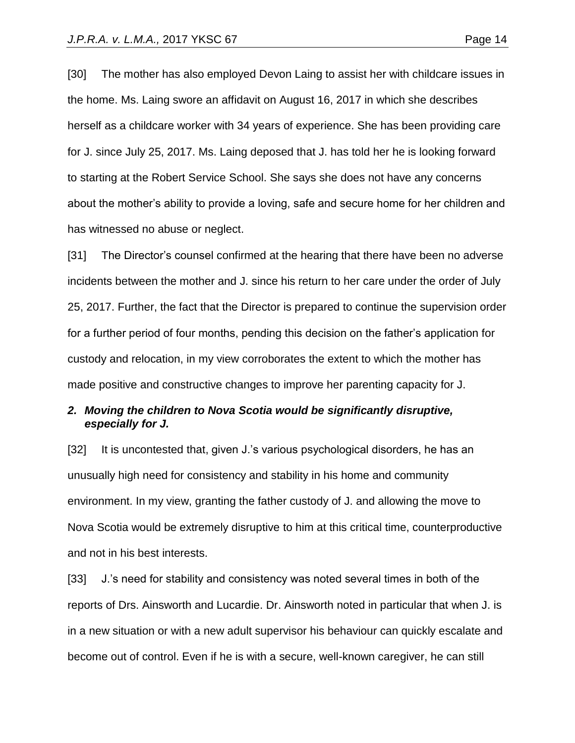[30] The mother has also employed Devon Laing to assist her with childcare issues in the home. Ms. Laing swore an affidavit on August 16, 2017 in which she describes herself as a childcare worker with 34 years of experience. She has been providing care for J. since July 25, 2017. Ms. Laing deposed that J. has told her he is looking forward to starting at the Robert Service School. She says she does not have any concerns about the mother's ability to provide a loving, safe and secure home for her children and has witnessed no abuse or neglect.

[31] The Director's counsel confirmed at the hearing that there have been no adverse incidents between the mother and J. since his return to her care under the order of July 25, 2017. Further, the fact that the Director is prepared to continue the supervision order for a further period of four months, pending this decision on the father's application for custody and relocation, in my view corroborates the extent to which the mother has made positive and constructive changes to improve her parenting capacity for J.

***2. Moving the children to Nova Scotia would be significantly disruptive, especially for J.***

[32] It is uncontested that, given J.'s various psychological disorders, he has an unusually high need for consistency and stability in his home and community environment. In my view, granting the father custody of J. and allowing the move to Nova Scotia would be extremely disruptive to him at this critical time, counterproductive and not in his best interests.

[33] J.'s need for stability and consistency was noted several times in both of the reports of Drs. Ainsworth and Lucardie. Dr. Ainsworth noted in particular that when J. is in a new situation or with a new adult supervisor his behaviour can quickly escalate and become out of control. Even if he is with a secure, well-known caregiver, he can still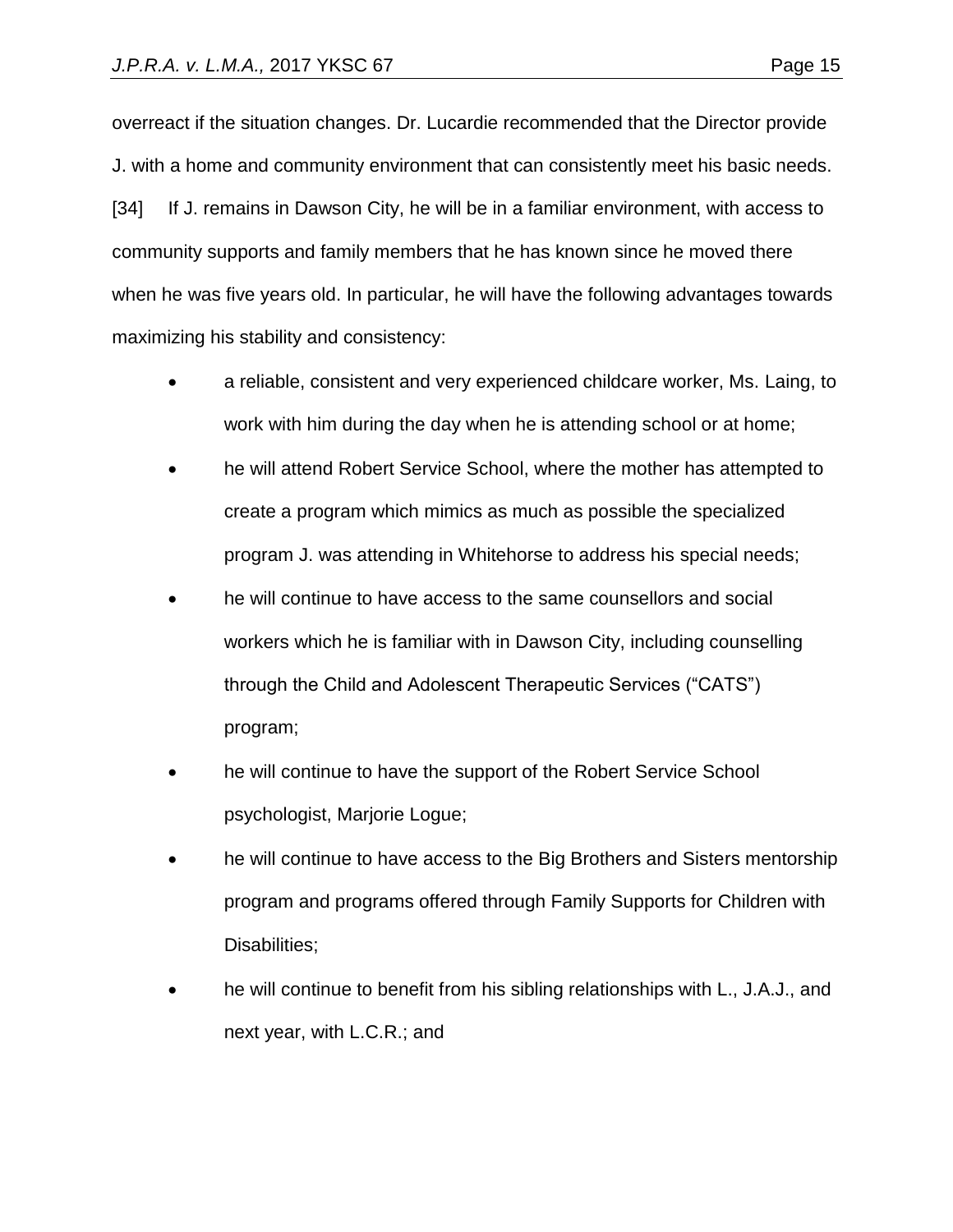overreact if the situation changes. Dr. Lucardie recommended that the Director provide J. with a home and community environment that can consistently meet his basic needs.

[34] If J. remains in Dawson City, he will be in a familiar environment, with access to community supports and family members that he has known since he moved there when he was five years old. In particular, he will have the following advantages towards maximizing his stability and consistency:

- a reliable, consistent and very experienced childcare worker, Ms. Laing, to work with him during the day when he is attending school or at home;
- he will attend Robert Service School, where the mother has attempted to create a program which mimics as much as possible the specialized program J. was attending in Whitehorse to address his special needs;
- he will continue to have access to the same counsellors and social workers which he is familiar with in Dawson City, including counselling through the Child and Adolescent Therapeutic Services ("CATS") program;
- he will continue to have the support of the Robert Service School psychologist, Marjorie Logue;
- he will continue to have access to the Big Brothers and Sisters mentorship program and programs offered through Family Supports for Children with Disabilities;
- he will continue to benefit from his sibling relationships with L., J.A.J., and next year, with L.C.R.; and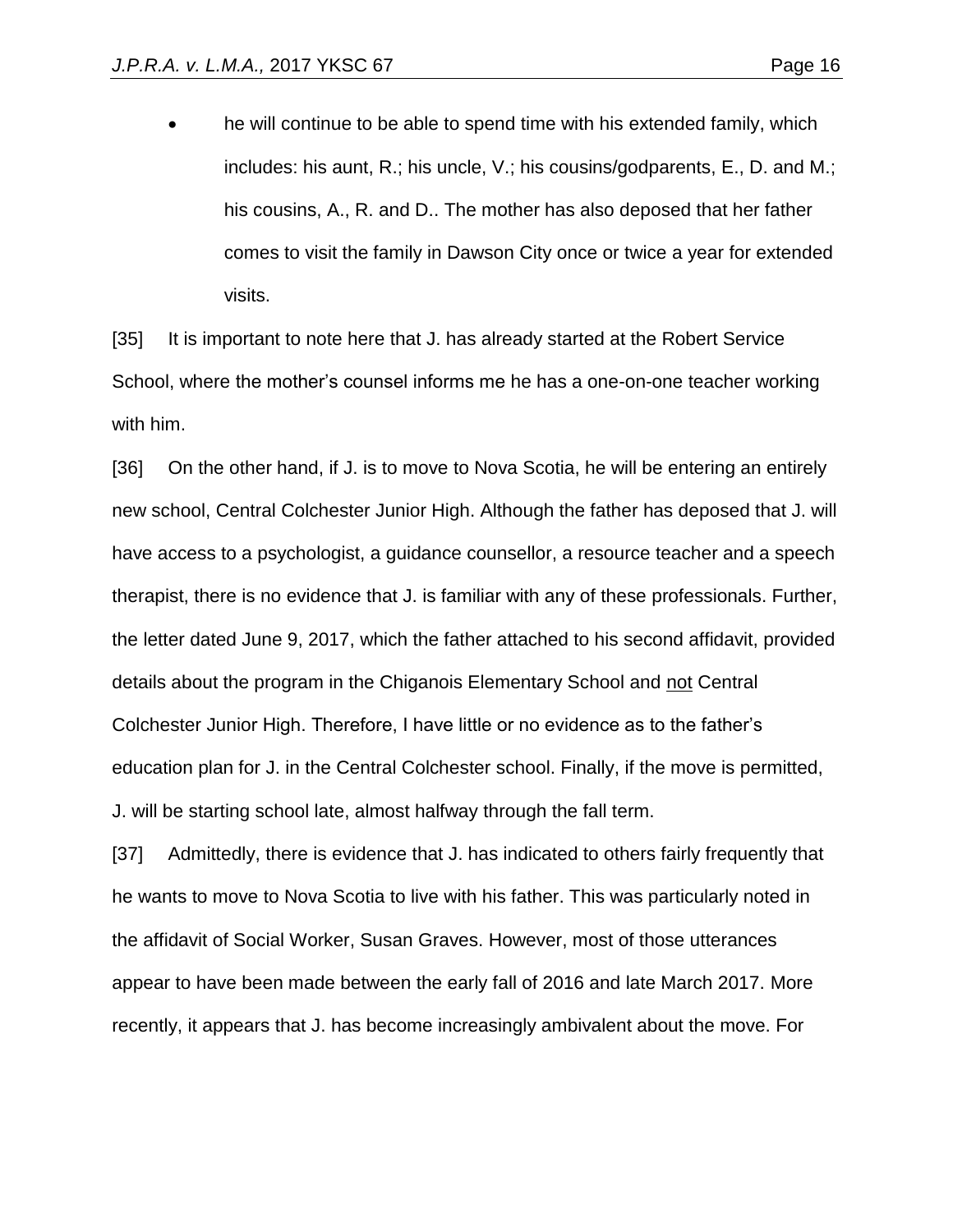- he will continue to be able to spend time with his extended family, which includes: his aunt, R.; his uncle, V.; his cousins/godparents, E., D. and M.; his cousins, A., R. and D.. The mother has also deposed that her father comes to visit the family in Dawson City once or twice a year for extended visits.

[35] It is important to note here that J. has already started at the Robert Service School, where the mother's counsel informs me he has a one-on-one teacher working with him.

[36] On the other hand, if J. is to move to Nova Scotia, he will be entering an entirely new school, Central Colchester Junior High. Although the father has deposed that J. will have access to a psychologist, a guidance counsellor, a resource teacher and a speech therapist, there is no evidence that J. is familiar with any of these professionals. Further, the letter dated June 9, 2017, which the father attached to his second affidavit, provided details about the program in the Chiganois Elementary School and <u>not</u> Central Colchester Junior High. Therefore, I have little or no evidence as to the father's education plan for J. in the Central Colchester school. Finally, if the move is permitted, J. will be starting school late, almost halfway through the fall term.

[37] Admittedly, there is evidence that J. has indicated to others fairly frequently that he wants to move to Nova Scotia to live with his father. This was particularly noted in the affidavit of Social Worker, Susan Graves. However, most of those utterances appear to have been made between the early fall of 2016 and late March 2017. More recently, it appears that J. has become increasingly ambivalent about the move. For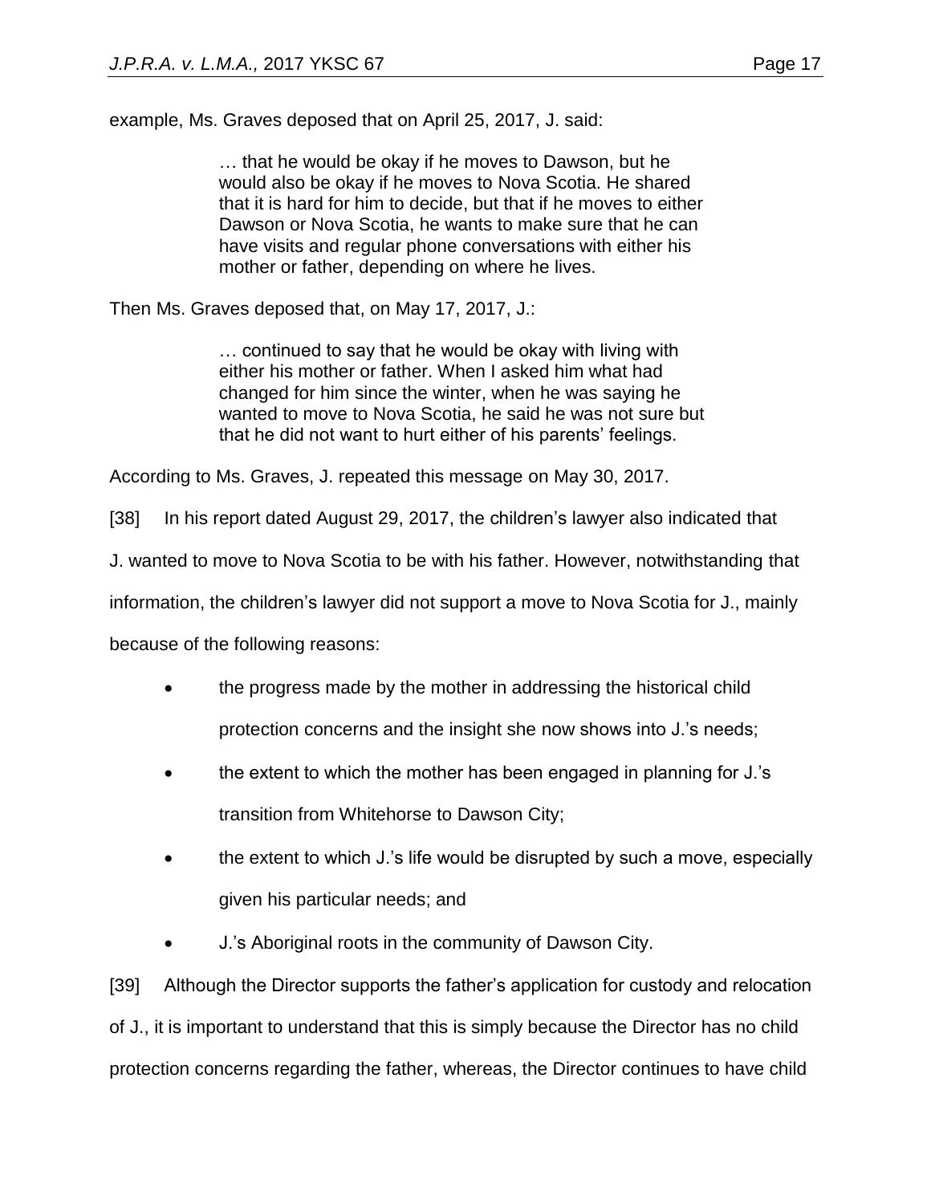example, Ms. Graves deposed that on April 25, 2017, J. said:

> … that he would be okay if he moves to Dawson, but he would also be okay if he moves to Nova Scotia. He shared that it is hard for him to decide, but that if he moves to either Dawson or Nova Scotia, he wants to make sure that he can have visits and regular phone conversations with either his mother or father, depending on where he lives.

Then Ms. Graves deposed that, on May 17, 2017, J.:

> … continued to say that he would be okay with living with either his mother or father. When I asked him what had changed for him since the winter, when he was saying he wanted to move to Nova Scotia, he said he was not sure but that he did not want to hurt either of his parents' feelings.

According to Ms. Graves, J. repeated this message on May 30, 2017.

[38] In his report dated August 29, 2017, the children's lawyer also indicated that J. wanted to move to Nova Scotia to be with his father. However, notwithstanding that information, the children's lawyer did not support a move to Nova Scotia for J., mainly because of the following reasons:

- the progress made by the mother in addressing the historical child protection concerns and the insight she now shows into J.'s needs;
- the extent to which the mother has been engaged in planning for J.'s transition from Whitehorse to Dawson City;
- the extent to which J.'s life would be disrupted by such a move, especially given his particular needs; and
- J.'s Aboriginal roots in the community of Dawson City.

[39] Although the Director supports the father's application for custody and relocation of J., it is important to understand that this is simply because the Director has no child protection concerns regarding the father, whereas, the Director continues to have child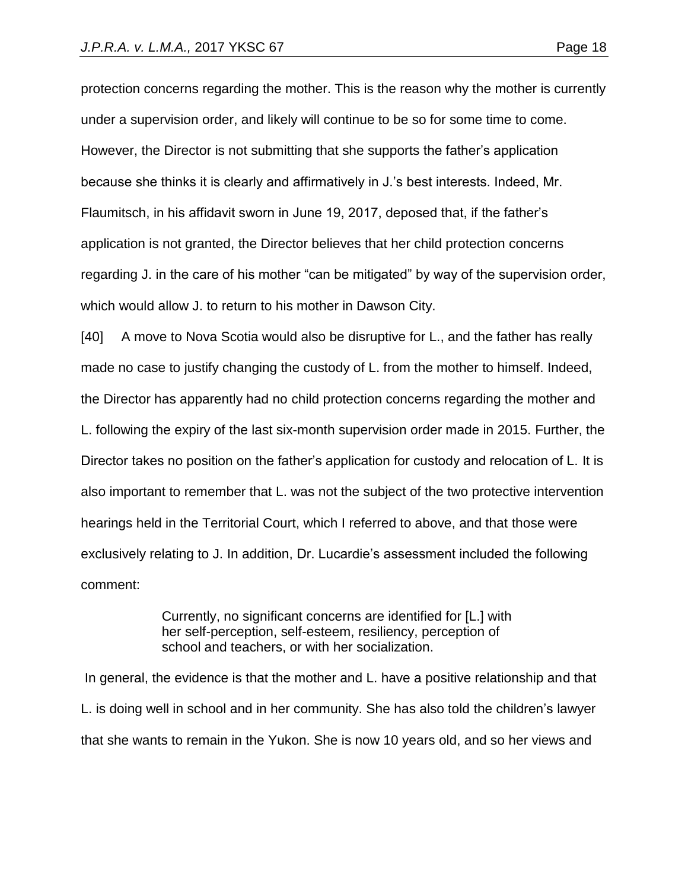protection concerns regarding the mother. This is the reason why the mother is currently under a supervision order, and likely will continue to be so for some time to come. However, the Director is not submitting that she supports the father's application because she thinks it is clearly and affirmatively in J.'s best interests. Indeed, Mr. Flaumitsch, in his affidavit sworn in June 19, 2017, deposed that, if the father's application is not granted, the Director believes that her child protection concerns regarding J. in the care of his mother "can be mitigated" by way of the supervision order, which would allow J. to return to his mother in Dawson City.

[40] A move to Nova Scotia would also be disruptive for L., and the father has really made no case to justify changing the custody of L. from the mother to himself. Indeed, the Director has apparently had no child protection concerns regarding the mother and L. following the expiry of the last six-month supervision order made in 2015. Further, the Director takes no position on the father's application for custody and relocation of L. It is also important to remember that L. was not the subject of the two protective intervention hearings held in the Territorial Court, which I referred to above, and that those were exclusively relating to J. In addition, Dr. Lucardie's assessment included the following comment:

> Currently, no significant concerns are identified for [L.] with her self-perception, self-esteem, resiliency, perception of school and teachers, or with her socialization.

In general, the evidence is that the mother and L. have a positive relationship and that L. is doing well in school and in her community. She has also told the children's lawyer that she wants to remain in the Yukon. She is now 10 years old, and so her views and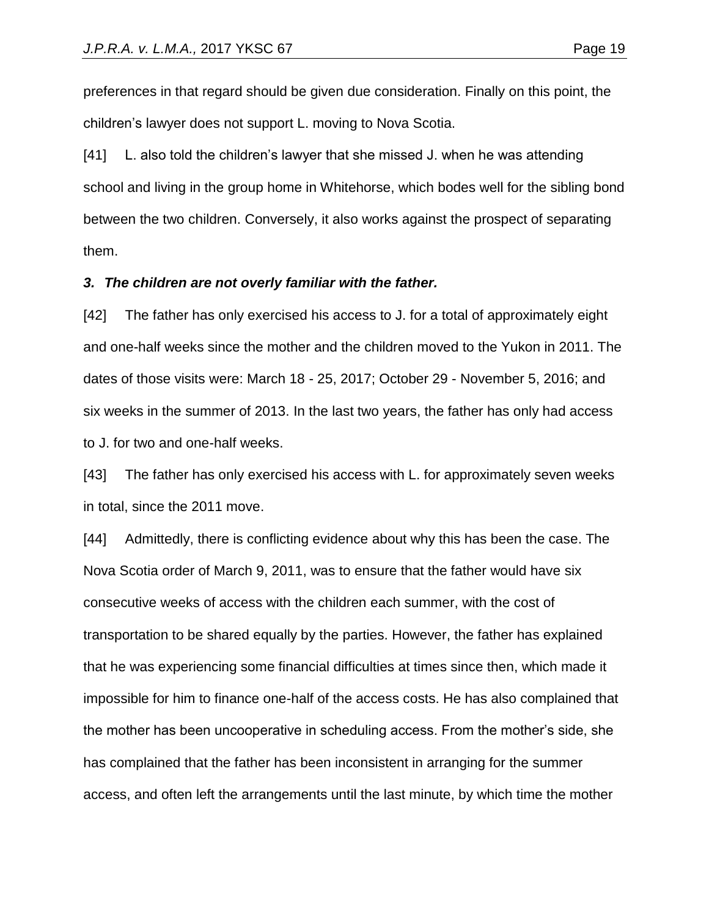preferences in that regard should be given due consideration. Finally on this point, the children's lawyer does not support L. moving to Nova Scotia.

[41] L. also told the children's lawyer that she missed J. when he was attending school and living in the group home in Whitehorse, which bodes well for the sibling bond between the two children. Conversely, it also works against the prospect of separating them.

### *3. The children are not overly familiar with the father.*

[42] The father has only exercised his access to J. for a total of approximately eight and one-half weeks since the mother and the children moved to the Yukon in 2011. The dates of those visits were: March 18 - 25, 2017; October 29 - November 5, 2016; and six weeks in the summer of 2013. In the last two years, the father has only had access to J. for two and one-half weeks.

[43] The father has only exercised his access with L. for approximately seven weeks in total, since the 2011 move.

[44] Admittedly, there is conflicting evidence about why this has been the case. The Nova Scotia order of March 9, 2011, was to ensure that the father would have six consecutive weeks of access with the children each summer, with the cost of transportation to be shared equally by the parties. However, the father has explained that he was experiencing some financial difficulties at times since then, which made it impossible for him to finance one-half of the access costs. He has also complained that the mother has been uncooperative in scheduling access. From the mother's side, she has complained that the father has been inconsistent in arranging for the summer access, and often left the arrangements until the last minute, by which time the mother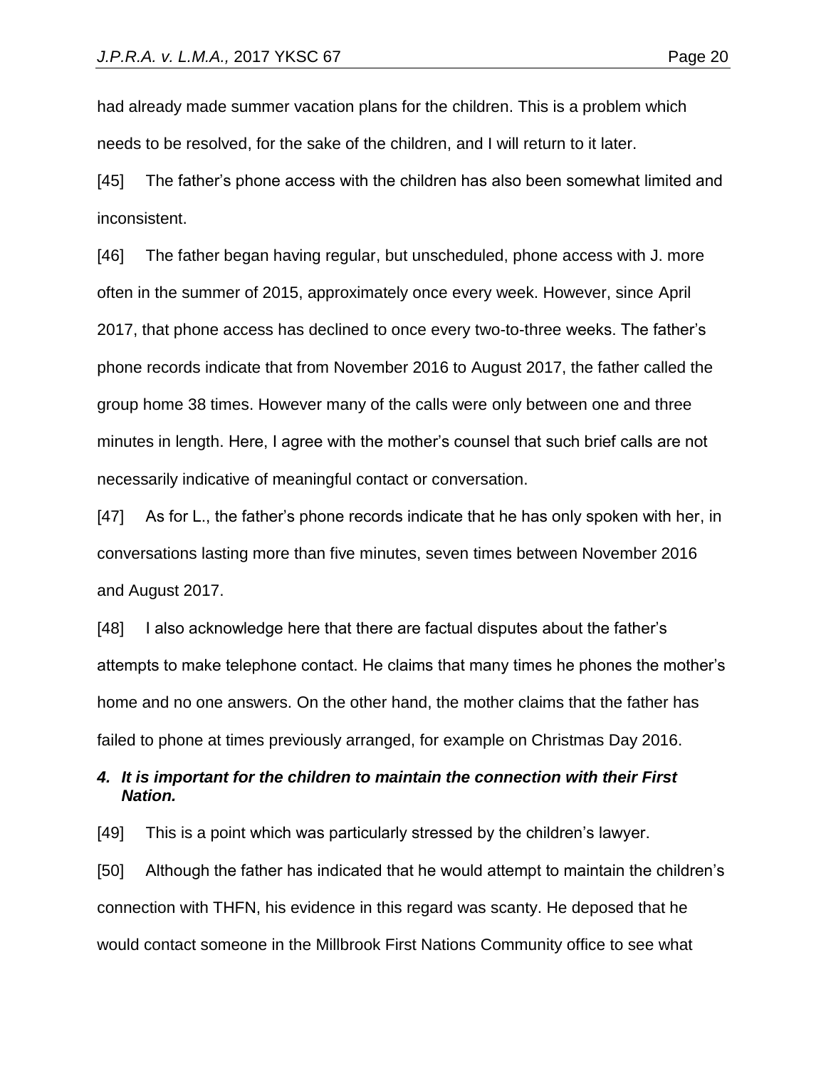had already made summer vacation plans for the children. This is a problem which needs to be resolved, for the sake of the children, and I will return to it later.

[45] The father's phone access with the children has also been somewhat limited and inconsistent.

[46] The father began having regular, but unscheduled, phone access with J. more often in the summer of 2015, approximately once every week. However, since April 2017, that phone access has declined to once every two-to-three weeks. The father's phone records indicate that from November 2016 to August 2017, the father called the group home 38 times. However many of the calls were only between one and three minutes in length. Here, I agree with the mother's counsel that such brief calls are not necessarily indicative of meaningful contact or conversation.

[47] As for L., the father's phone records indicate that he has only spoken with her, in conversations lasting more than five minutes, seven times between November 2016 and August 2017.

[48] I also acknowledge here that there are factual disputes about the father's attempts to make telephone contact. He claims that many times he phones the mother's home and no one answers. On the other hand, the mother claims that the father has failed to phone at times previously arranged, for example on Christmas Day 2016.

### *4. It is important for the children to maintain the connection with their First Nation.*

[49] This is a point which was particularly stressed by the children's lawyer.

[50] Although the father has indicated that he would attempt to maintain the children's connection with THFN, his evidence in this regard was scanty. He deposed that he would contact someone in the Millbrook First Nations Community office to see what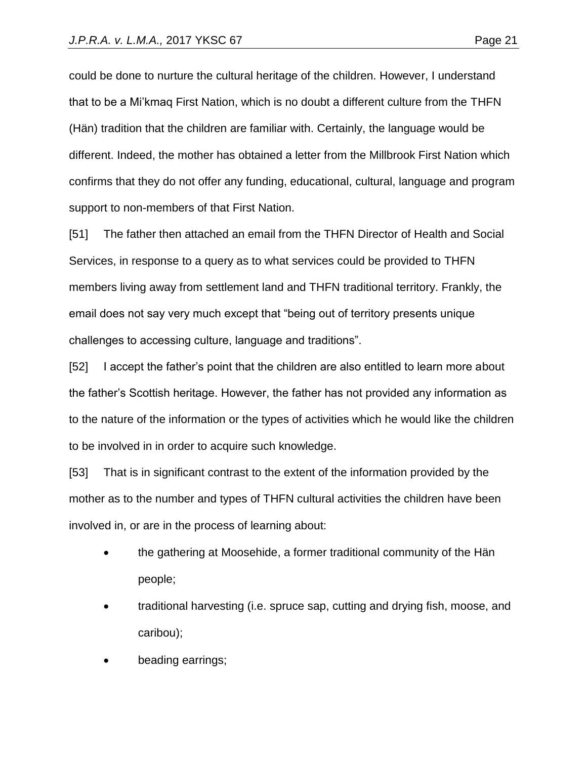could be done to nurture the cultural heritage of the children. However, I understand that to be a Mi'kmaq First Nation, which is no doubt a different culture from the THFN (Hän) tradition that the children are familiar with. Certainly, the language would be different. Indeed, the mother has obtained a letter from the Millbrook First Nation which confirms that they do not offer any funding, educational, cultural, language and program support to non-members of that First Nation.

[51] The father then attached an email from the THFN Director of Health and Social Services, in response to a query as to what services could be provided to THFN members living away from settlement land and THFN traditional territory. Frankly, the email does not say very much except that "being out of territory presents unique challenges to accessing culture, language and traditions".

[52] I accept the father's point that the children are also entitled to learn more about the father's Scottish heritage. However, the father has not provided any information as to the nature of the information or the types of activities which he would like the children to be involved in in order to acquire such knowledge.

[53] That is in significant contrast to the extent of the information provided by the mother as to the number and types of THFN cultural activities the children have been involved in, or are in the process of learning about:

- the gathering at Moosehide, a former traditional community of the Hän people;
- traditional harvesting (i.e. spruce sap, cutting and drying fish, moose, and caribou);
- beading earrings;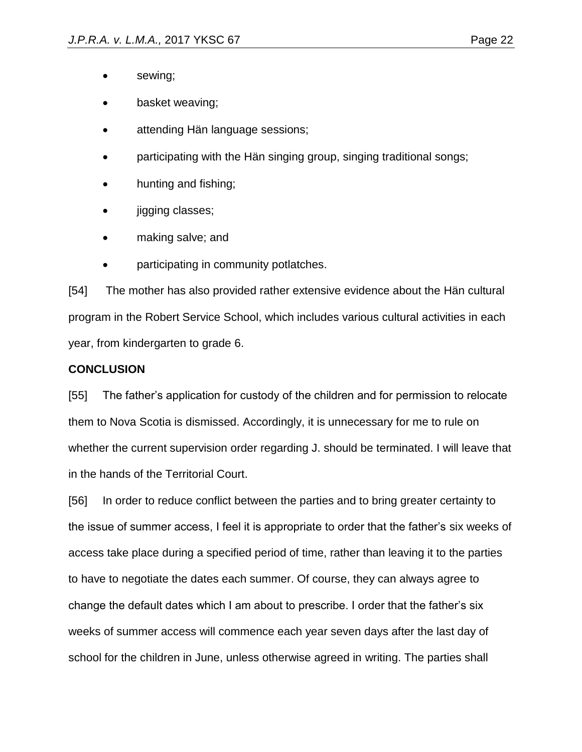- sewing;
- basket weaving;
- attending Hän language sessions;
- participating with the Hän singing group, singing traditional songs;
- hunting and fishing;
- jigging classes;
- making salve; and
- participating in community potlatches.

[54] The mother has also provided rather extensive evidence about the Hän cultural program in the Robert Service School, which includes various cultural activities in each year, from kindergarten to grade 6.

**CONCLUSION**

[55] The father's application for custody of the children and for permission to relocate them to Nova Scotia is dismissed. Accordingly, it is unnecessary for me to rule on whether the current supervision order regarding J. should be terminated. I will leave that in the hands of the Territorial Court.

[56] In order to reduce conflict between the parties and to bring greater certainty to the issue of summer access, I feel it is appropriate to order that the father's six weeks of access take place during a specified period of time, rather than leaving it to the parties to have to negotiate the dates each summer. Of course, they can always agree to change the default dates which I am about to prescribe. I order that the father's six weeks of summer access will commence each year seven days after the last day of school for the children in June, unless otherwise agreed in writing. The parties shall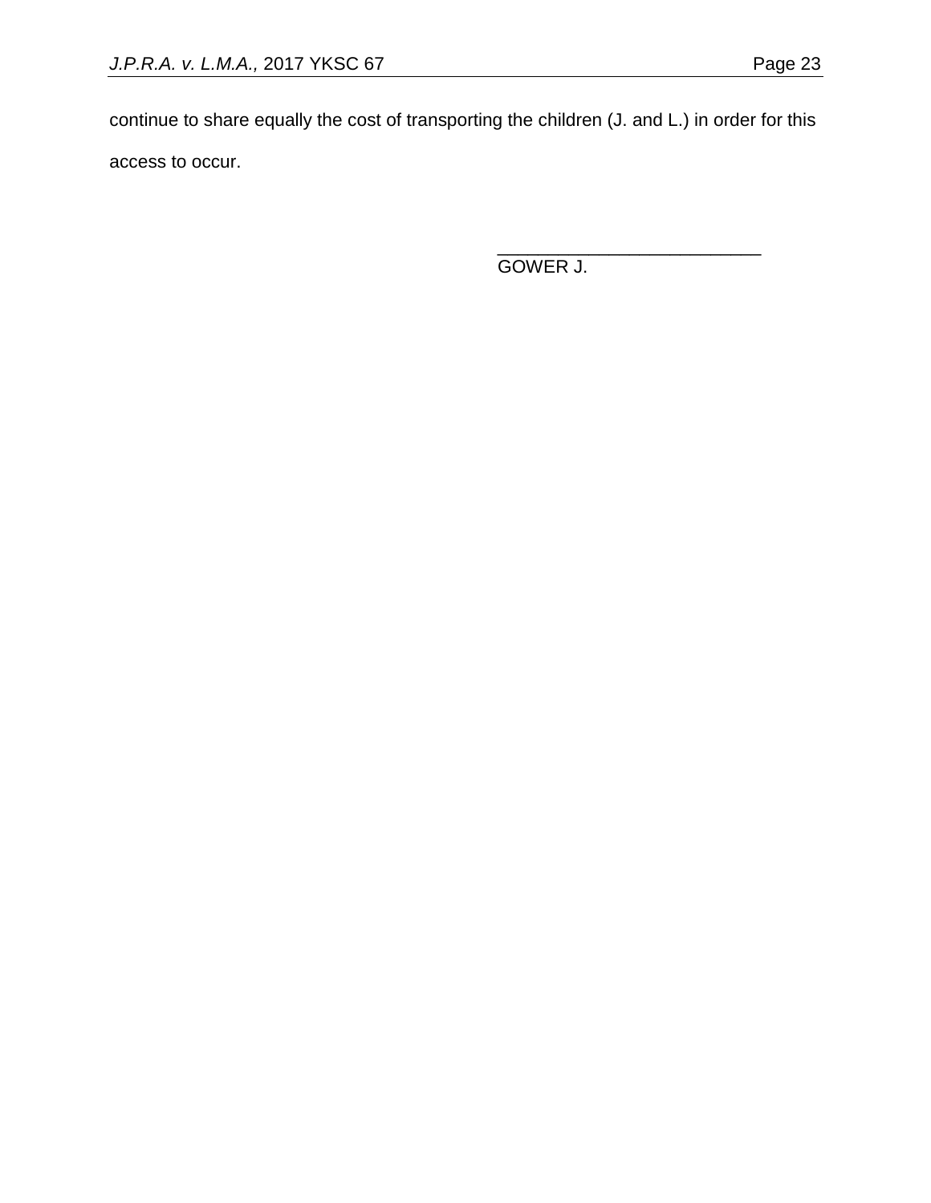continue to share equally the cost of transporting the children (J. and L.) in order for this access to occur.

\_\_\_\_\_\_\_\_\_\_\_\_\_\_\_\_\_\_\_\_\_\_\_\_\_\_\_\_

GOWER J.